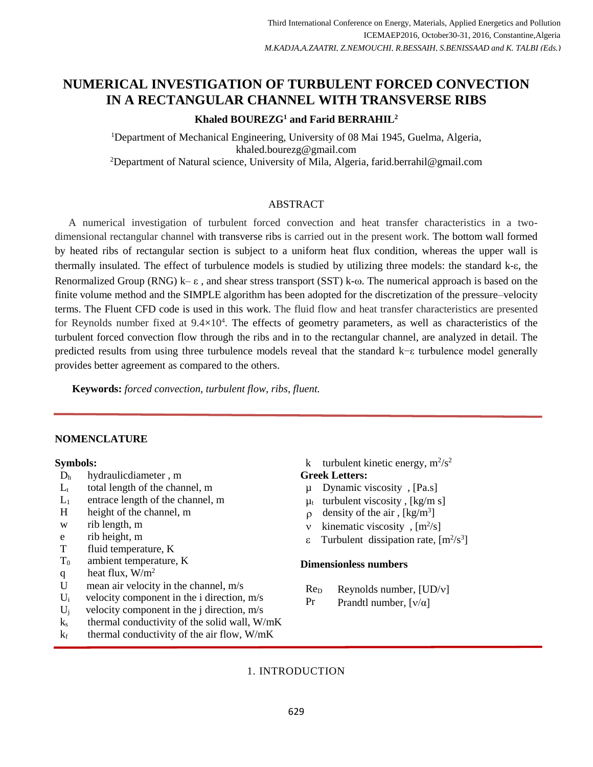# NUMERICAL INVESTIGATION OF TURBULENT FORCED CONVECTION IN A RECTANGULAR CHANNEL WITH TRANSVERSE RIBS

**Khaled BOUREZG[1] and Farid BERRAHIL[2]**

[1]Department of Mechanical Engineering, University of 08 Mai 1945, Guelma, Algeria, khaled.bourezg@gmail.com

[2]Department of Natural science, University of Mila, Algeria, farid.berrahil@gmail.com

## ABSTRACT

A numerical investigation of turbulent forced convection and heat transfer characteristics in a two-dimensional rectangular channel with transverse ribs is carried out in the present work. The bottom wall formed by heated ribs of rectangular section is subject to a uniform heat flux condition, whereas the upper wall is thermally insulated. The effect of turbulence models is studied by utilizing three models: the standard k-ε, the Renormalized Group (RNG) k– ε , and shear stress transport (SST) k-ω. The numerical approach is based on the finite volume method and the SIMPLE algorithm has been adopted for the discretization of the pressure–velocity terms. The Fluent CFD code is used in this work. The fluid flow and heat transfer characteristics are presented for Reynolds number fixed at $9.4\times10^4$. The effects of geometry parameters, as well as characteristics of the turbulent forced convection flow through the ribs and in to the rectangular channel, are analyzed in detail. The predicted results from using three turbulence models reveal that the standard k−ε turbulence model generally provides better agreement as compared to the others.

**Keywords:** *forced convection, turbulent flow, ribs, fluent.*

---

## NOMENCLATURE

**Symbols:**

- $D_h$ hydraulicdiameter , m
- $L_t$ total length of the channel, m
- $L_1$ entrace length of the channel, m
- H height of the channel, m
- w rib length, m
- e rib height, m
- T fluid temperature, K
- $T_0$ ambient temperature, K
- q heat flux, $W/m^2$
- U mean air velocity in the channel, m/s
- $U_i$ velocity component in the i direction, m/s
- $U_j$ velocity component in the j direction, m/s
- $k_s$ thermal conductivity of the solid wall, W/mK
- $k_f$ thermal conductivity of the air flow, W/mK
- k turbulent kinetic energy, $m^2/s^2$

**Greek Letters:**

- $\mu$ Dynamic viscosity , [Pa.s]
- $\mu_t$ turbulent viscosity , [kg/m s]
- $\rho$ density of the air , [kg/m$^3$]
- $\nu$ kinematic viscosity , [m$^2$/s]
- $\varepsilon$ Turbulent dissipation rate, [m$^2$/s$^3$]

**Dimensionless numbers**

- $Re_D$ Reynolds number, [$UD/\nu$]
- Pr Prandtl number, [$\nu/\alpha$]

---

## 1. INTRODUCTION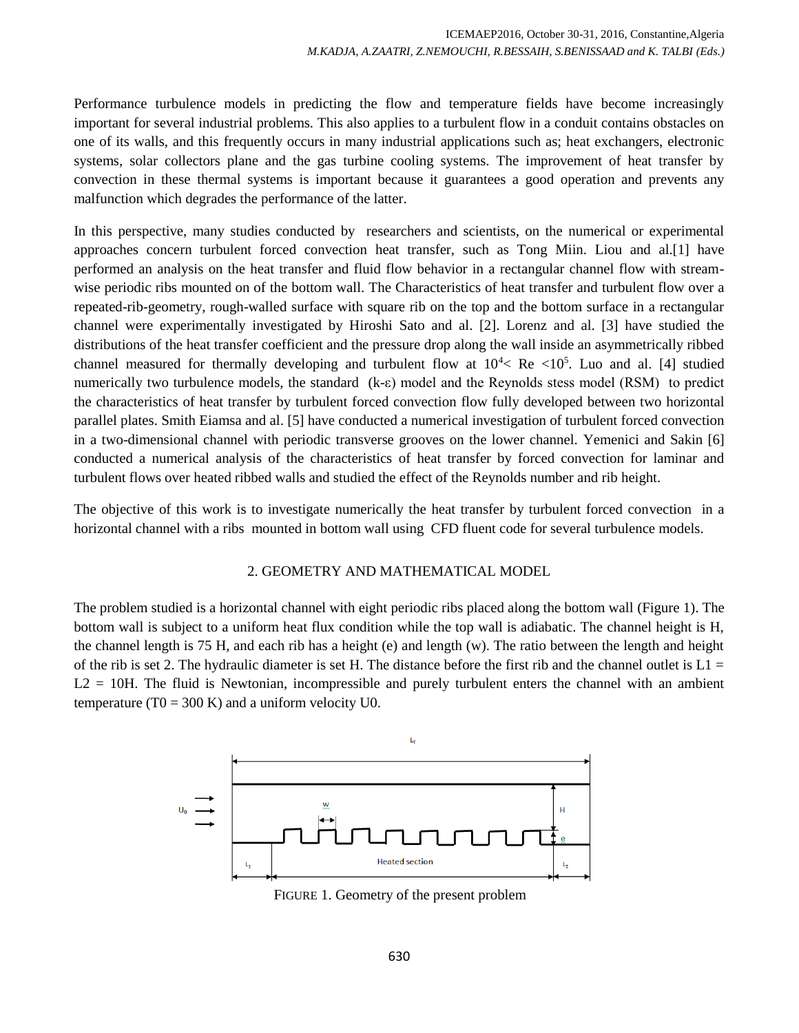Performance turbulence models in predicting the flow and temperature fields have become increasingly important for several industrial problems. This also applies to a turbulent flow in a conduit contains obstacles on one of its walls, and this frequently occurs in many industrial applications such as; heat exchangers, electronic systems, solar collectors plane and the gas turbine cooling systems. The improvement of heat transfer by convection in these thermal systems is important because it guarantees a good operation and prevents any malfunction which degrades the performance of the latter.

In this perspective, many studies conducted by researchers and scientists, on the numerical or experimental approaches concern turbulent forced convection heat transfer, such as Tong Miin. Liou and al.[1] have performed an analysis on the heat transfer and fluid flow behavior in a rectangular channel flow with stream-wise periodic ribs mounted on of the bottom wall. The Characteristics of heat transfer and turbulent flow over a repeated-rib-geometry, rough-walled surface with square rib on the top and the bottom surface in a rectangular channel were experimentally investigated by Hiroshi Sato and al. [2]. Lorenz and al. [3] have studied the distributions of the heat transfer coefficient and the pressure drop along the wall inside an asymmetrically ribbed channel measured for thermally developing and turbulent flow at $10^4 < Re < 10^5$. Luo and al. [4] studied numerically two turbulence models, the standard (k-ε) model and the Reynolds stess model (RSM) to predict the characteristics of heat transfer by turbulent forced convection flow fully developed between two horizontal parallel plates. Smith Eiamsa and al. [5] have conducted a numerical investigation of turbulent forced convection in a two-dimensional channel with periodic transverse grooves on the lower channel. Yemenici and Sakin [6] conducted a numerical analysis of the characteristics of heat transfer by forced convection for laminar and turbulent flows over heated ribbed walls and studied the effect of the Reynolds number and rib height.

The objective of this work is to investigate numerically the heat transfer by turbulent forced convection in a horizontal channel with a ribs mounted in bottom wall using CFD fluent code for several turbulence models.

## 2. GEOMETRY AND MATHEMATICAL MODEL

The problem studied is a horizontal channel with eight periodic ribs placed along the bottom wall (Figure 1). The bottom wall is subject to a uniform heat flux condition while the top wall is adiabatic. The channel height is H, the channel length is 75 H, and each rib has a height (e) and length (w). The ratio between the length and height of the rib is set 2. The hydraulic diameter is set H. The distance before the first rib and the channel outlet is $L1 = L2 = 10H$. The fluid is Newtonian, incompressible and purely turbulent enters the channel with an ambient temperature ($T0 = 300$ K) and a uniform velocity $U0$.

FIGURE 1. Geometry of the present problem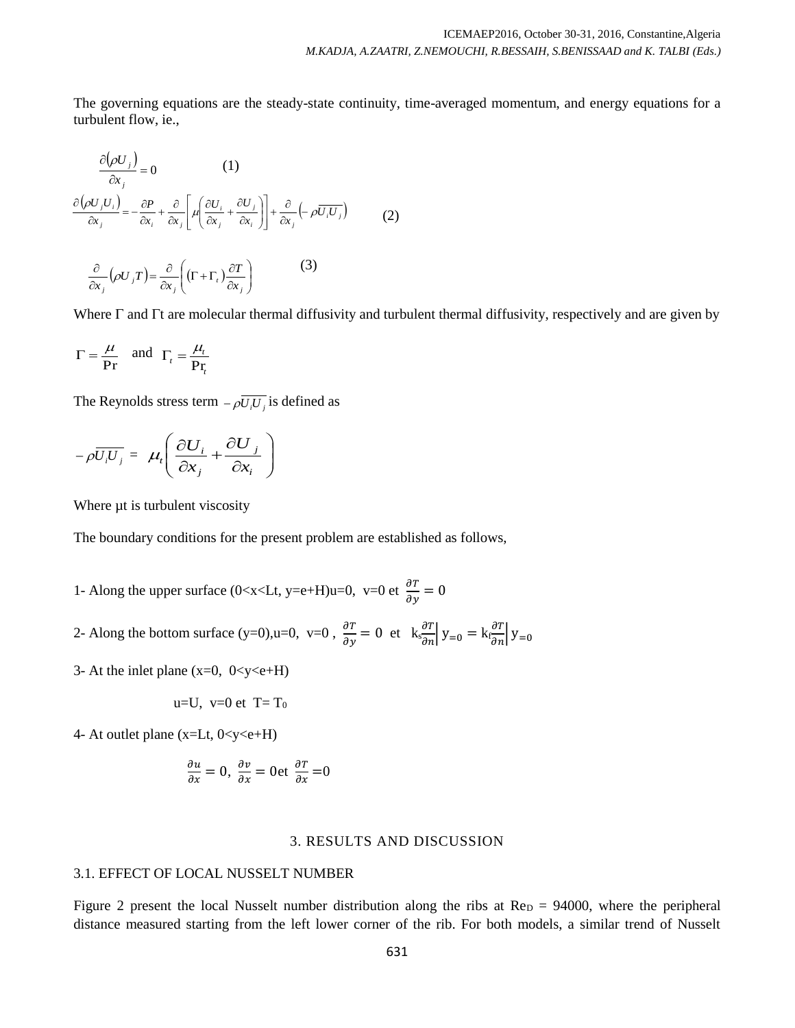The governing equations are the steady-state continuity, time-averaged momentum, and energy equations for a turbulent flow, ie.,

$$\frac{\partial(\rho U_j)}{\partial x_j} = 0 \qquad (1)$$

$$\frac{\partial(\rho U_j U_i)}{\partial x_j} = -\frac{\partial P}{\partial x_i} + \frac{\partial}{\partial x_j}\left[\mu\left(\frac{\partial U_i}{\partial x_j} + \frac{\partial U_j}{\partial x_i}\right)\right] + \frac{\partial}{\partial x_j}\left(-\rho\overline{U_i U_j}\right) \qquad (2)$$

$$\frac{\partial}{\partial x_j}(\rho U_j T) = \frac{\partial}{\partial x_j}\left((\Gamma + \Gamma_t)\frac{\partial T}{\partial x_j}\right) \qquad (3)$$

Where $\Gamma$ and $\Gamma t$ are molecular thermal diffusivity and turbulent thermal diffusivity, respectively and are given by

$$\Gamma = \frac{\mu}{\Pr} \quad \text{and} \quad \Gamma_t = \frac{\mu_t}{\Pr_t}$$

The Reynolds stress term $-\rho\overline{U_i U_j}$ is defined as

$$-\rho\overline{U_i U_j} = \mu_t\left(\frac{\partial U_i}{\partial x_j} + \frac{\partial U_j}{\partial x_i}\right)$$

Where $\mu t$ is turbulent viscosity

The boundary conditions for the present problem are established as follows,

1- Along the upper surface ($0<x<Lt$, $y=e+H$)$u=0$, $v=0$ et $\frac{\partial T}{\partial y} = 0$

2- Along the bottom surface ($y=0$),$u=0$, $v=0$ , $\frac{\partial T}{\partial y} = 0$ et $k_s\frac{\partial T}{\partial n}\Big|_{y=0} = k_f\frac{\partial T}{\partial n}\Big|_{y=0}$

3- At the inlet plane ($x=0$, $0<y<e+H$)

$u=U$, $v=0$ et $T= T_0$

4- At outlet plane ($x=Lt$, $0<y<e+H$)

$$\frac{\partial u}{\partial x} = 0,\ \frac{\partial v}{\partial x} = 0 \text{et}\ \frac{\partial T}{\partial x} = 0$$

## 3. RESULTS AND DISCUSSION

### 3.1. EFFECT OF LOCAL NUSSELT NUMBER

Figure 2 present the local Nusselt number distribution along the ribs at $Re_D = 94000$, where the peripheral distance measured starting from the left lower corner of the rib. For both models, a similar trend of Nusselt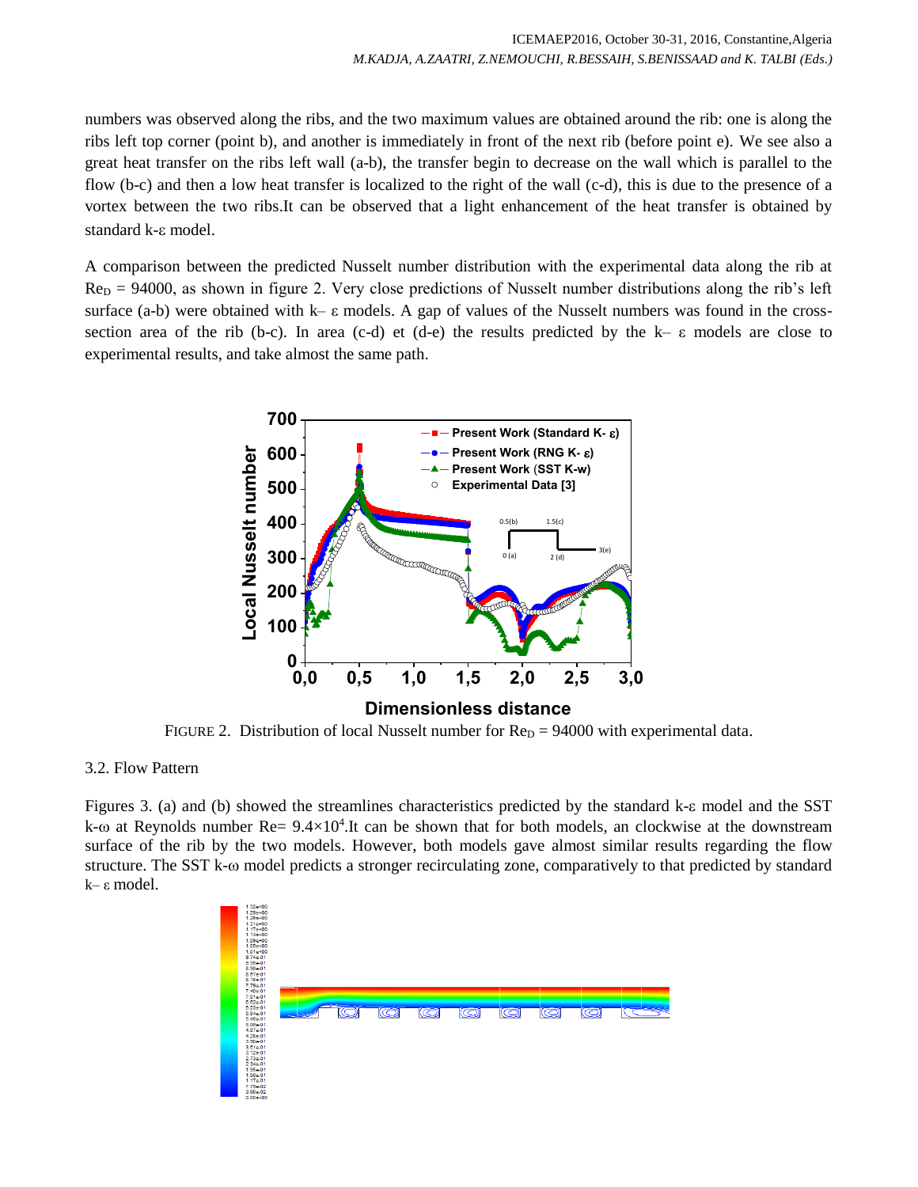numbers was observed along the ribs, and the two maximum values are obtained around the rib: one is along the ribs left top corner (point b), and another is immediately in front of the next rib (before point e). We see also a great heat transfer on the ribs left wall (a-b), the transfer begin to decrease on the wall which is parallel to the flow (b-c) and then a low heat transfer is localized to the right of the wall (c-d), this is due to the presence of a vortex between the two ribs.It can be observed that a light enhancement of the heat transfer is obtained by standard k-ε model.

A comparison between the predicted Nusselt number distribution with the experimental data along the rib at $Re_D$ = 94000, as shown in figure 2. Very close predictions of Nusselt number distributions along the rib's left surface (a-b) were obtained with k– ε models. A gap of values of the Nusselt numbers was found in the cross-section area of the rib (b-c). In area (c-d) et (d-e) the results predicted by the k– ε models are close to experimental results, and take almost the same path.

FIGURE 2. Distribution of local Nusselt number for $Re_D$ = 94000 with experimental data.

3.2. Flow Pattern

Figures 3. (a) and (b) showed the streamlines characteristics predicted by the standard k-ε model and the SST k-ω at Reynolds number Re= $9.4\times10^4$.It can be shown that for both models, an clockwise at the downstream surface of the rib by the two models. However, both models gave almost similar results regarding the flow structure. The SST k-ω model predicts a stronger recirculating zone, comparatively to that predicted by standard k– ε model.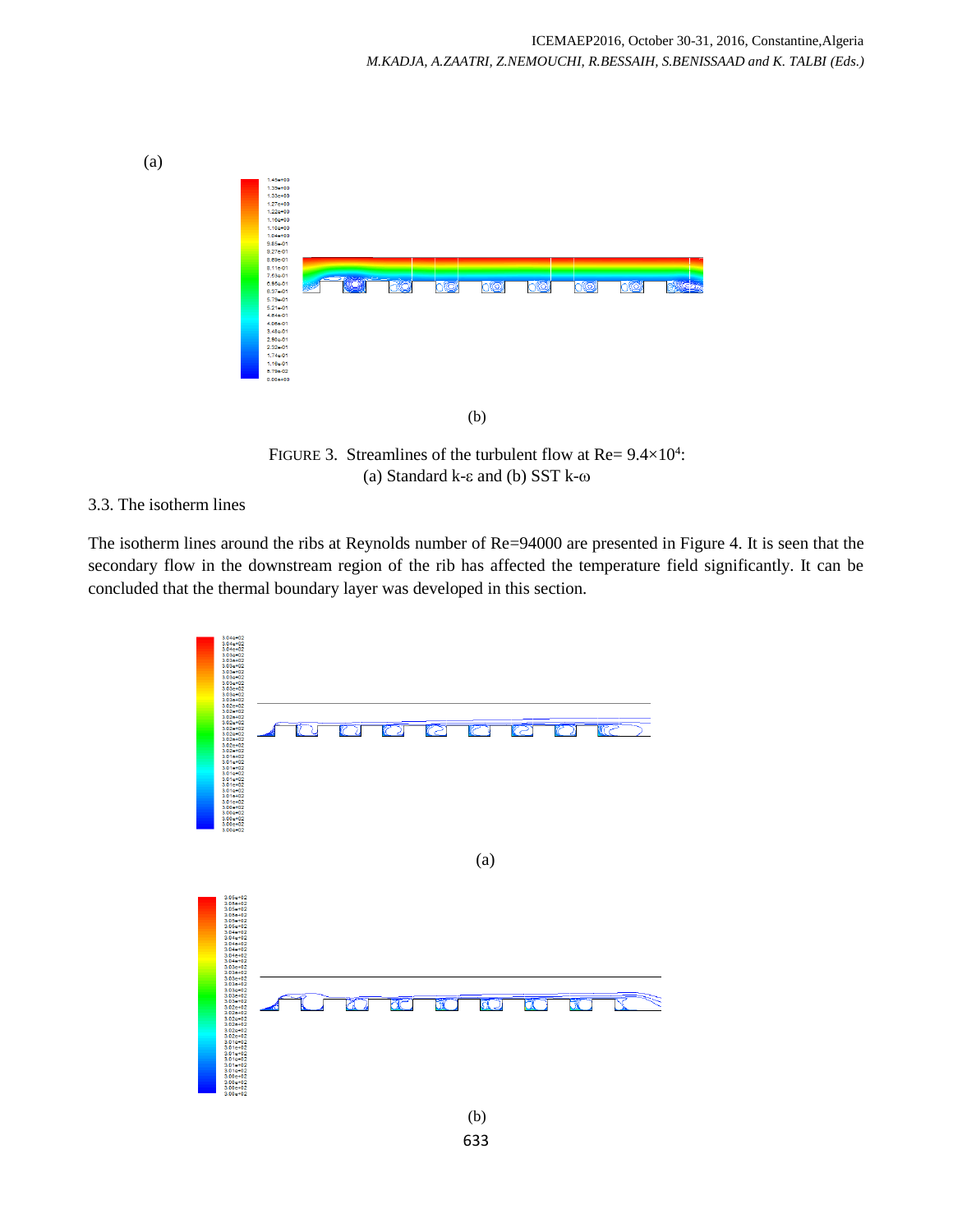(a)

(b)

FIGURE 3. Streamlines of the turbulent flow at Re= $9.4\times10^4$:
(a) Standard k-ε and (b) SST k-ω

### 3.3. The isotherm lines

The isotherm lines around the ribs at Reynolds number of Re=94000 are presented in Figure 4. It is seen that the secondary flow in the downstream region of the rib has affected the temperature field significantly. It can be concluded that the thermal boundary layer was developed in this section.

(a)

(b)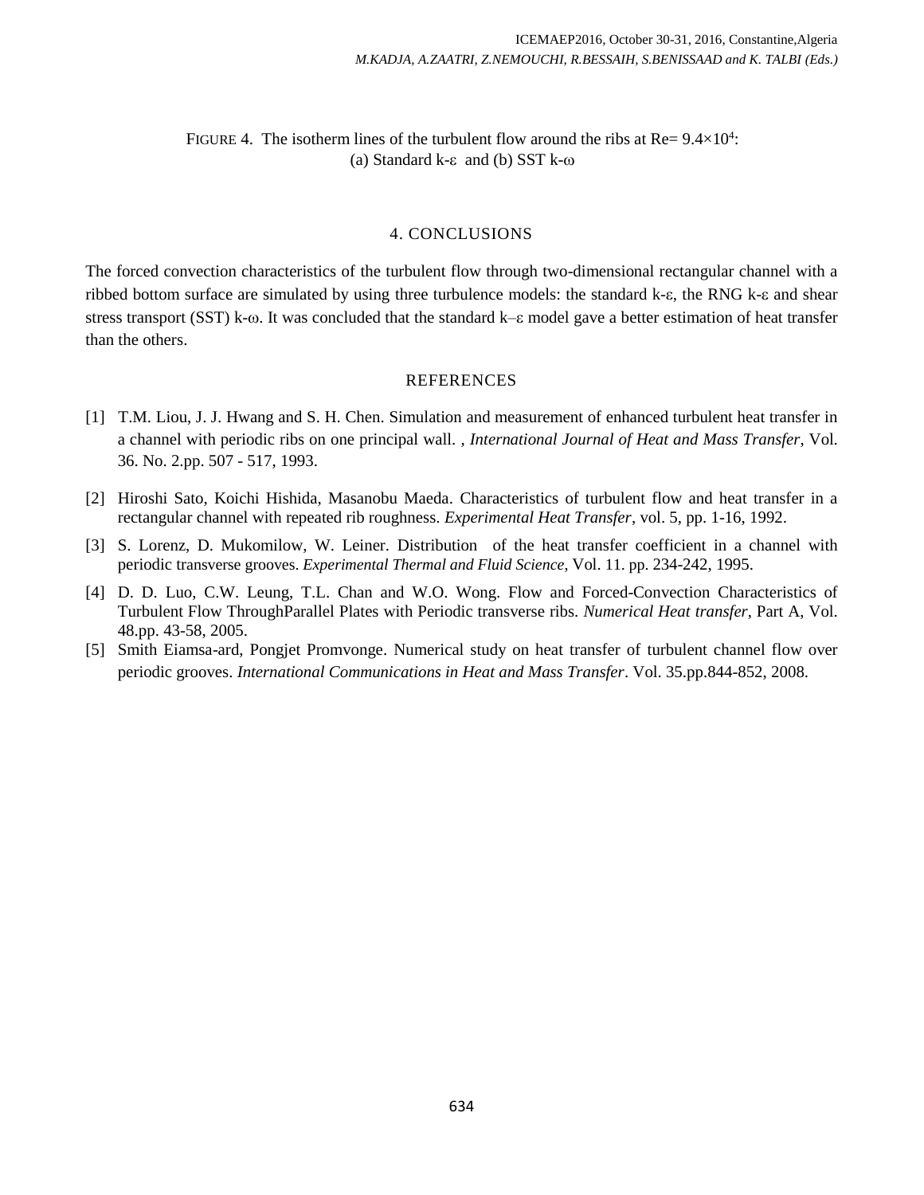FIGURE 4. The isotherm lines of the turbulent flow around the ribs at Re= $9.4\times10^4$:
(a) Standard k-$\varepsilon$ and (b) SST k-$\omega$

## 4. CONCLUSIONS

The forced convection characteristics of the turbulent flow through two-dimensional rectangular channel with a ribbed bottom surface are simulated by using three turbulence models: the standard k-$\varepsilon$, the RNG k-$\varepsilon$ and shear stress transport (SST) k-$\omega$. It was concluded that the standard k–$\varepsilon$ model gave a better estimation of heat transfer than the others.

## REFERENCES

[1] T.M. Liou, J. J. Hwang and S. H. Chen. Simulation and measurement of enhanced turbulent heat transfer in a channel with periodic ribs on one principal wall. , *International Journal of Heat and Mass Transfer*, Vol. 36. No. 2.pp. 507 - 517, 1993.

[2] Hiroshi Sato, Koichi Hishida, Masanobu Maeda. Characteristics of turbulent flow and heat transfer in a rectangular channel with repeated rib roughness. *Experimental Heat Transfer*, vol. 5, pp. 1-16, 1992.

[3] S. Lorenz, D. Mukomilow, W. Leiner. Distribution of the heat transfer coefficient in a channel with periodic transverse grooves. *Experimental Thermal and Fluid Science*, Vol. 11. pp. 234-242, 1995.

[4] D. D. Luo, C.W. Leung, T.L. Chan and W.O. Wong. Flow and Forced-Convection Characteristics of Turbulent Flow ThroughParallel Plates with Periodic transverse ribs. *Numerical Heat transfer*, Part A, Vol. 48.pp. 43-58, 2005.

[5] Smith Eiamsa-ard, Pongjet Promvonge. Numerical study on heat transfer of turbulent channel flow over periodic grooves. *International Communications in Heat and Mass Transfer*. Vol. 35.pp.844-852, 2008.